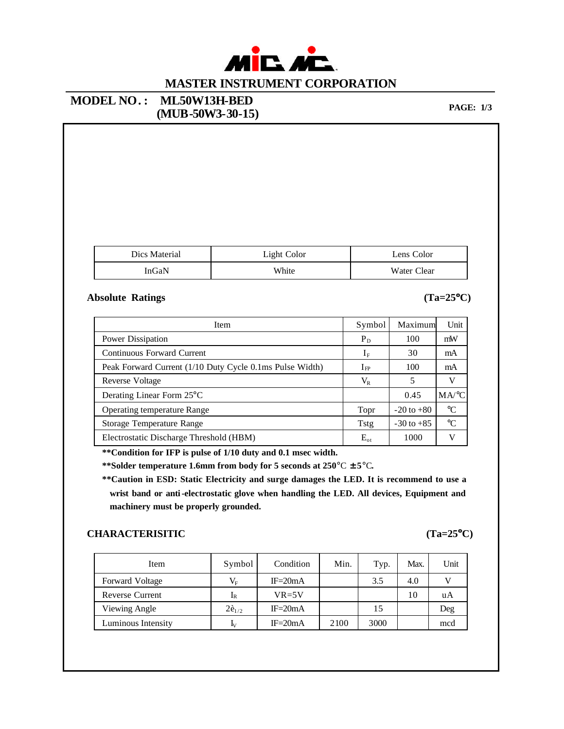# MASTER INSTRUMENT CORPORATION

**MODEL NO. : ML50W13H-BED (MUB-50W3-30-15)**

**PAGE: 1/3**

| Dics Material | Light Color | Lens Color |
|---|---|---|
| InGaN | White | Water Clear |

## Absolute Ratings (Ta=25°C)

| Item | Symbol | Maximum | Unit |
|---|---|---|---|
| Power Dissipation | $P_D$ | 100 | mW |
| Continuous Forward Current | $I_F$ | 30 | mA |
| Peak Forward Current (1/10 Duty Cycle 0.1ms Pulse Width) | $I_{FP}$ | 100 | mA |
| Reverse Voltage | $V_R$ | 5 | V |
| Derating Linear Form 25°C | | 0.45 | MA/°C |
| Operating temperature Range | Topr | -20 to +80 | °C |
| Storage Temperature Range | Tstg | -30 to +85 | °C |
| Electrostatic Discharge Threshold (HBM) | $E_{ot}$ | 1000 | V |

**\*\*Condition for IFP is pulse of 1/10 duty and 0.1 msec width.**

**\*\*Solder temperature 1.6mm from body for 5 seconds at 250°C ±5°C.**

**\*\*Caution in ESD: Static Electricity and surge damages the LED. It is recommend to use a wrist band or anti-electrostatic glove when handling the LED. All devices, Equipment and machinery must be properly grounded.**

## CHARACTERISITIC (Ta=25°C)

| Item | Symbol | Condition | Min. | Typ. | Max. | Unit |
|---|---|---|---|---|---|---|
| Forward Voltage | $V_F$ | IF=20mA | | 3.5 | 4.0 | V |
| Reverse Current | $I_R$ | VR=5V | | | 10 | uA |
| Viewing Angle | $2\theta_{1/2}$ | IF=20mA | | 15 | | Deg |
| Luminous Intensity | $I_V$ | IF=20mA | 2100 | 3000 | | mcd |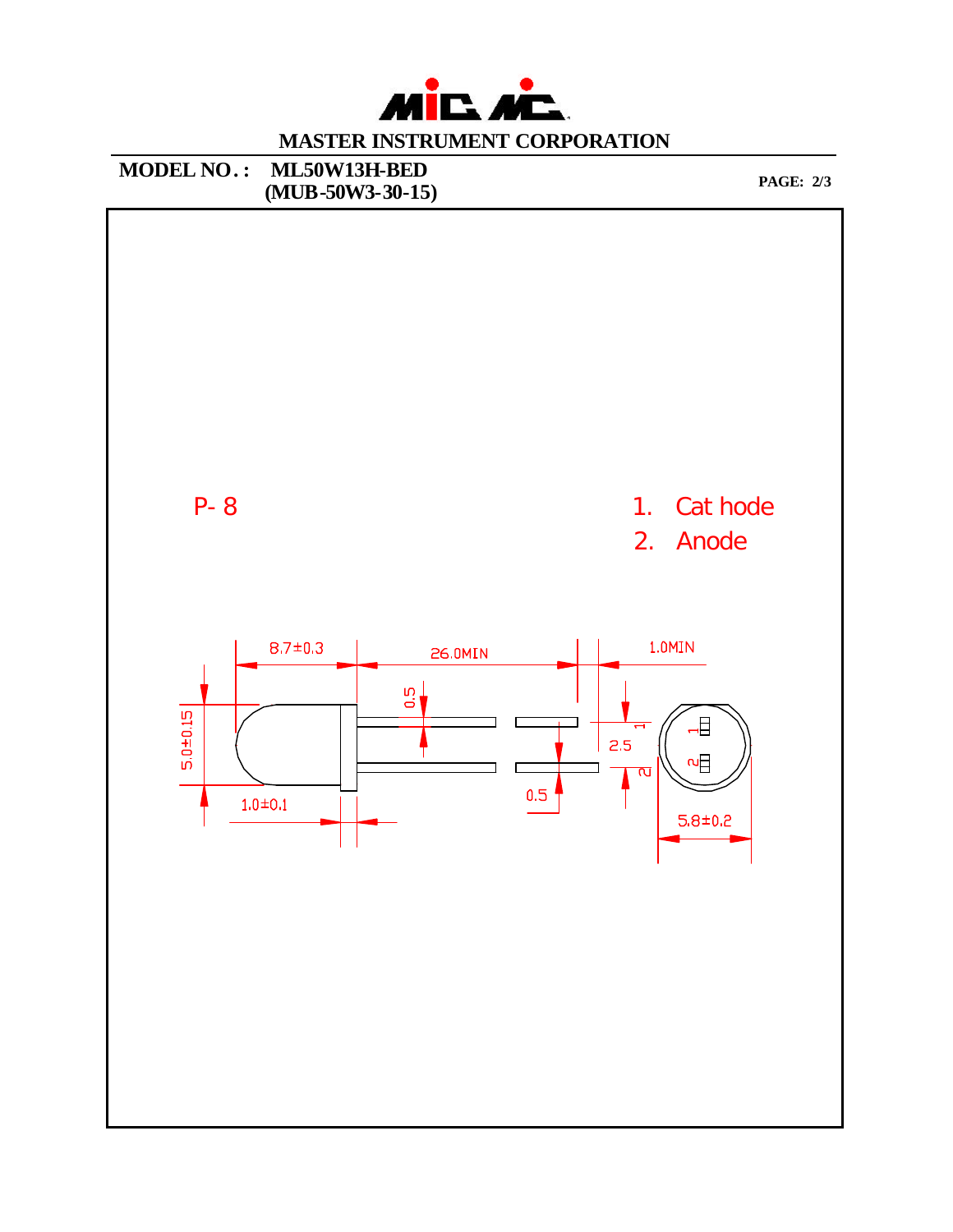MASTER INSTRUMENT CORPORATION

**MODEL NO.: ML50W13H-BED (MUB-50W3-30-15)**

**PAGE: 2/3**

P- 8

1. Cat hode
2. Anode

8.7±0.3

26.0MIN

1.0MIN

0.5

5.0±0.15

2.5

1.0±0.1

0.5

5.8±0.2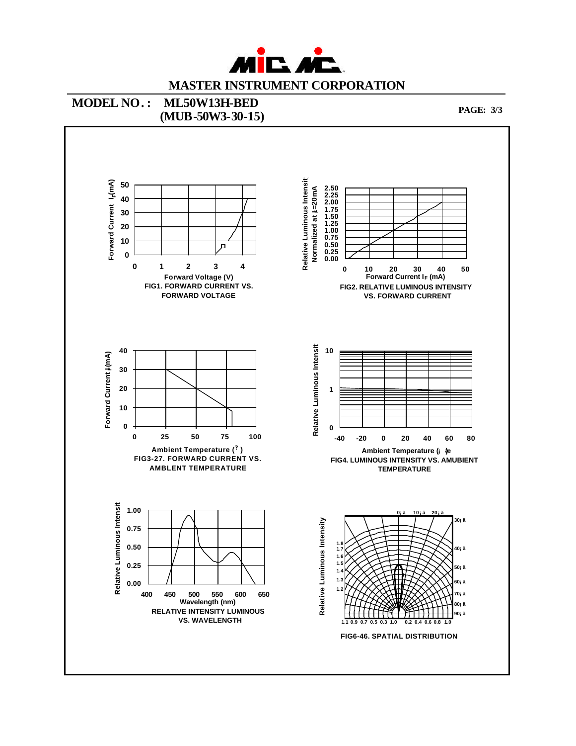# MASTER INSTRUMENT CORPORATION

**MODEL NO. : ML50W13H-BED (MUB-50W3-30-15)**

**PAGE: 3/3**

Forward Current $I_F$(mA)

Forward Voltage (V)

FIG1. FORWARD CURRENT VS. FORWARD VOLTAGE

Relative Luminous Intensit Normalized at $I_F$=20mA

Forward Current $I_F$ (mA)

FIG2. RELATIVE LUMINOUS INTENSITY VS. FORWARD CURRENT

Forward Current $I_F$(mA)

Ambient Temperature (?)

FIG3-27. FORWARD CURRENT VS. AMBLENT TEMPERATURE

Relative Luminous Intensit

Ambient Temperature (¡æ)

FIG4. LUMINOUS INTENSITY VS. AMUBIENT TEMPERATURE

Relative Luminous Intensit

Wavelength (nm)

RELATIVE INTENSITY LUMINOUS VS. WAVELENGTH

Relative Luminous Intensity

FIG6-46. SPATIAL DISTRIBUTION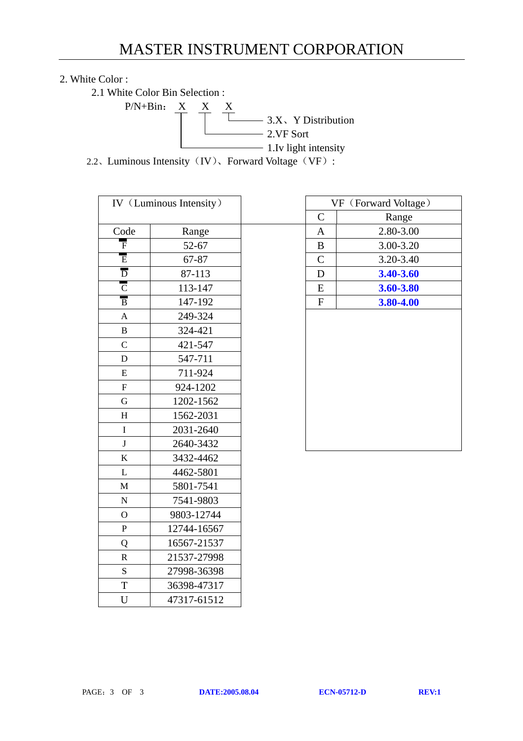## 2. White Color :

### 2.1 White Color Bin Selection :

P/N+Bin： X X X

- 3.X、Y Distribution
- 2.VF Sort
- 1.Iv light intensity

### 2.2、Luminous Intensity（IV）、Forward Voltage（VF）:

**IV（Luminous Intensity）**

| Code | Range |
|---|---|
| $\overline{F}$ | 52-67 |
| $\overline{E}$ | 67-87 |
| $\overline{D}$ | 87-113 |
| $\overline{C}$ | 113-147 |
| $\overline{B}$ | 147-192 |
| A | 249-324 |
| B | 324-421 |
| C | 421-547 |
| D | 547-711 |
| E | 711-924 |
| F | 924-1202 |
| G | 1202-1562 |
| H | 1562-2031 |
| I | 2031-2640 |
| J | 2640-3432 |
| K | 3432-4462 |
| L | 4462-5801 |
| M | 5801-7541 |
| N | 7541-9803 |
| O | 9803-12744 |
| P | 12744-16567 |
| Q | 16567-21537 |
| R | 21537-27998 |
| S | 27998-36398 |
| T | 36398-47317 |
| U | 47317-61512 |

**VF（Forward Voltage）**

| C | Range |
|---|---|
| A | 2.80-3.00 |
| B | 3.00-3.20 |
| C | 3.20-3.40 |
| D | **3.40-3.60** |
| E | **3.60-3.80** |
| F | **3.80-4.00** |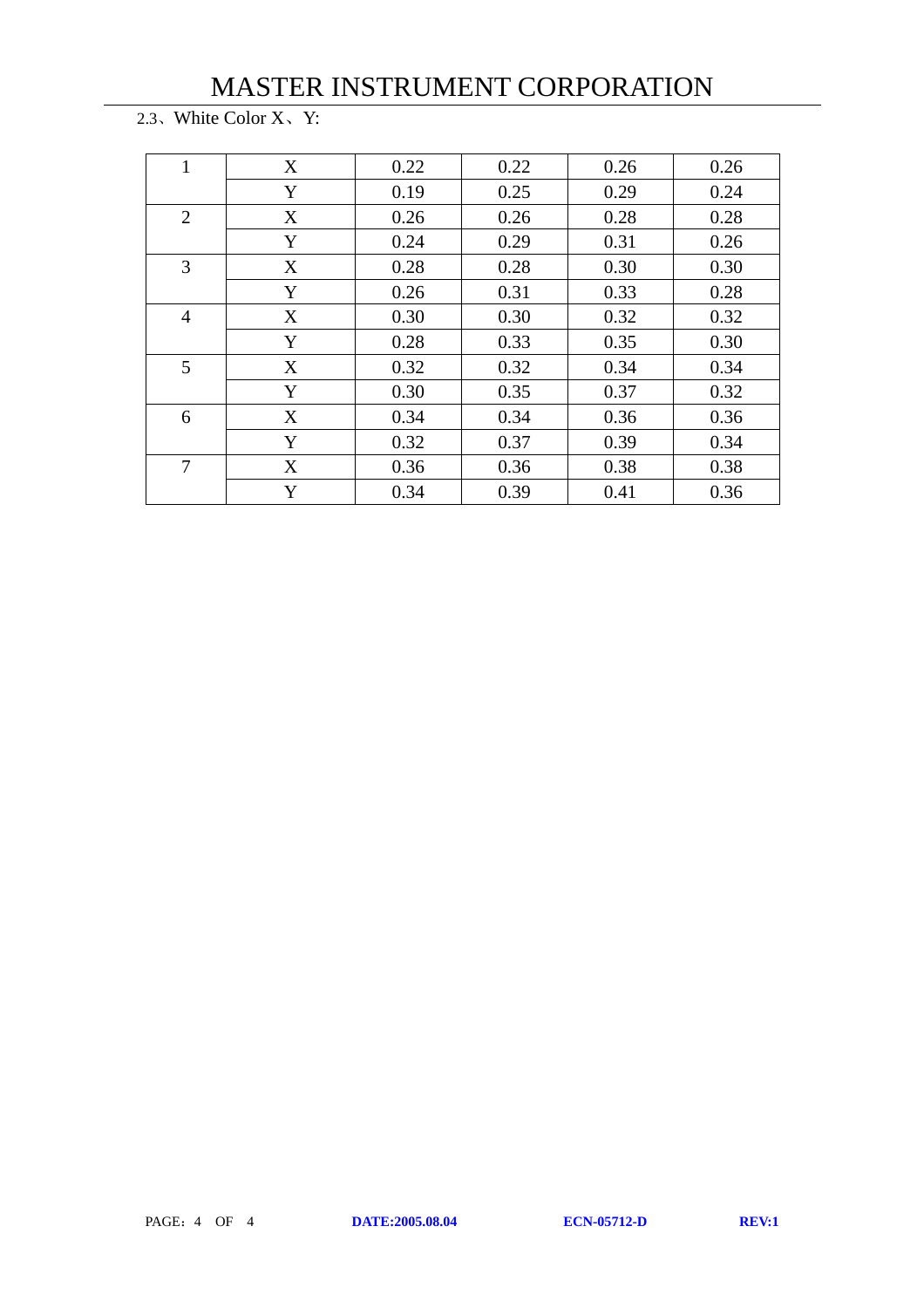2.3、White Color X、Y:

| | | | | | |
|---|---|---|---|---|---|
| 1 | X | 0.22 | 0.22 | 0.26 | 0.26 |
| | Y | 0.19 | 0.25 | 0.29 | 0.24 |
| 2 | X | 0.26 | 0.26 | 0.28 | 0.28 |
| | Y | 0.24 | 0.29 | 0.31 | 0.26 |
| 3 | X | 0.28 | 0.28 | 0.30 | 0.30 |
| | Y | 0.26 | 0.31 | 0.33 | 0.28 |
| 4 | X | 0.30 | 0.30 | 0.32 | 0.32 |
| | Y | 0.28 | 0.33 | 0.35 | 0.30 |
| 5 | X | 0.32 | 0.32 | 0.34 | 0.34 |
| | Y | 0.30 | 0.35 | 0.37 | 0.32 |
| 6 | X | 0.34 | 0.34 | 0.36 | 0.36 |
| | Y | 0.32 | 0.37 | 0.39 | 0.34 |
| 7 | X | 0.36 | 0.36 | 0.38 | 0.38 |
| | Y | 0.34 | 0.39 | 0.41 | 0.36 |